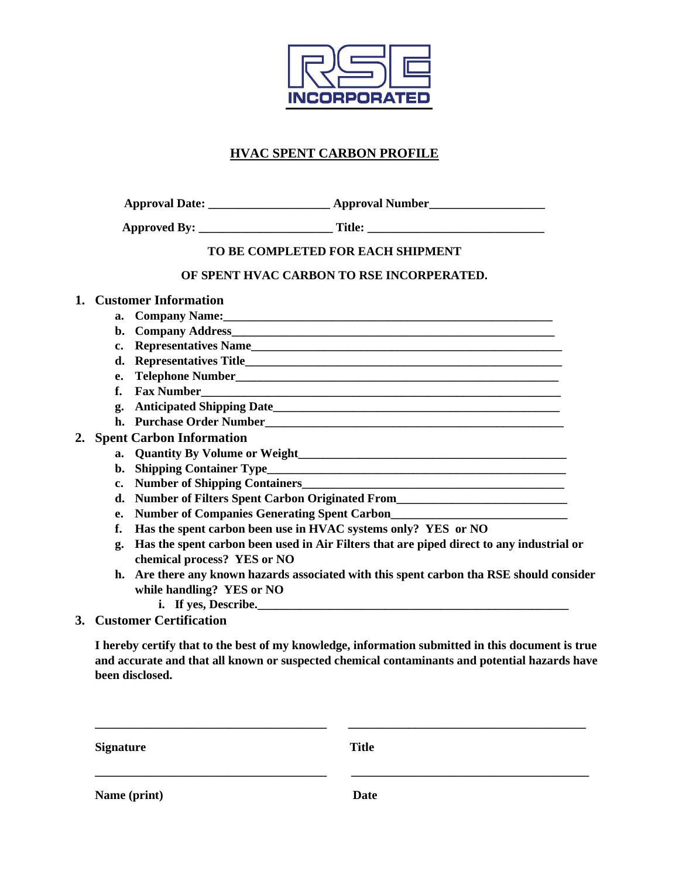RSE INCORPORATED

# HVAC SPENT CARBON PROFILE

**Approval Date: ____________________ Approval Number___________________**

**Approved By: ______________________ Title: _____________________________**

**TO BE COMPLETED FOR EACH SHIPMENT**

**OF SPENT HVAC CARBON TO RSE INCORPERATED.**

1. **Customer Information**
   a. **Company Name:**________________________________________________________
   b. **Company Address**______________________________________________________
   c. **Representatives Name**__________________________________________________
   d. **Representatives Title**___________________________________________________
   e. **Telephone Number**_____________________________________________________
   f. **Fax Number**__________________________________________________________
   g. **Anticipated Shipping Date**______________________________________________
   h. **Purchase Order Number**_________________________________________________
2. **Spent Carbon Information**
   a. **Quantity By Volume or Weight**___________________________________________
   b. **Shipping Container Type**_______________________________________________
   c. **Number of Shipping Containers**__________________________________________
   d. **Number of Filters Spent Carbon Originated From**___________________________
   e. **Number of Companies Generating Spent Carbon**____________________________
   f. **Has the spent carbon been use in HVAC systems only? YES or NO**
   g. **Has the spent carbon been used in Air Filters that are piped direct to any industrial or chemical process? YES or NO**
   h. **Are there any known hazards associated with this spent carbon tha RSE should consider while handling? YES or NO**
      i. **If yes, Describe.**__________________________________________________
3. **Customer Certification**

**I hereby certify that to the best of my knowledge, information submitted in this document is true and accurate and that all known or suspected chemical contaminants and potential hazards have been disclosed.**

_____________________________________ _____________________________________

**Signature** **Title**

_____________________________________ _____________________________________

**Name (print)** **Date**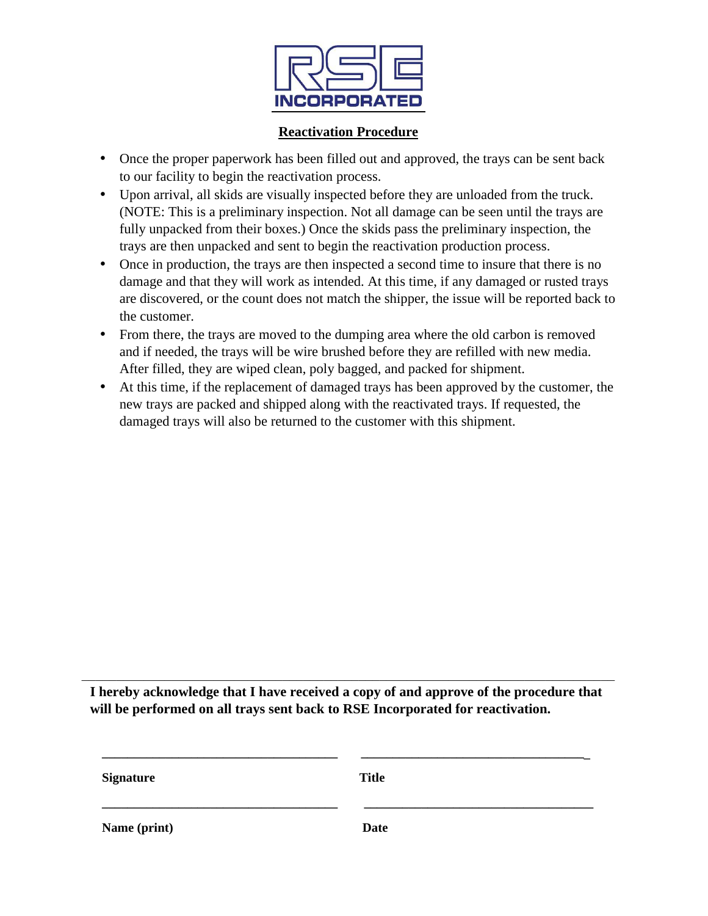RSE INCORPORATED

## Reactivation Procedure

- Once the proper paperwork has been filled out and approved, the trays can be sent back to our facility to begin the reactivation process.
- Upon arrival, all skids are visually inspected before they are unloaded from the truck. (NOTE: This is a preliminary inspection. Not all damage can be seen until the trays are fully unpacked from their boxes.) Once the skids pass the preliminary inspection, the trays are then unpacked and sent to begin the reactivation production process.
- Once in production, the trays are then inspected a second time to insure that there is no damage and that they will work as intended. At this time, if any damaged or rusted trays are discovered, or the count does not match the shipper, the issue will be reported back to the customer.
- From there, the trays are moved to the dumping area where the old carbon is removed and if needed, the trays will be wire brushed before they are refilled with new media. After filled, they are wiped clean, poly bagged, and packed for shipment.
- At this time, if the replacement of damaged trays has been approved by the customer, the new trays are packed and shipped along with the reactivated trays. If requested, the damaged trays will also be returned to the customer with this shipment.

---

**I hereby acknowledge that I have received a copy of and approve of the procedure that will be performed on all trays sent back to RSE Incorporated for reactivation.**

| | |
|---|---|
| ______________________________ | ______________________________ |
| **Signature** | **Title** |
| ______________________________ | ______________________________ |
| **Name (print)** | **Date** |